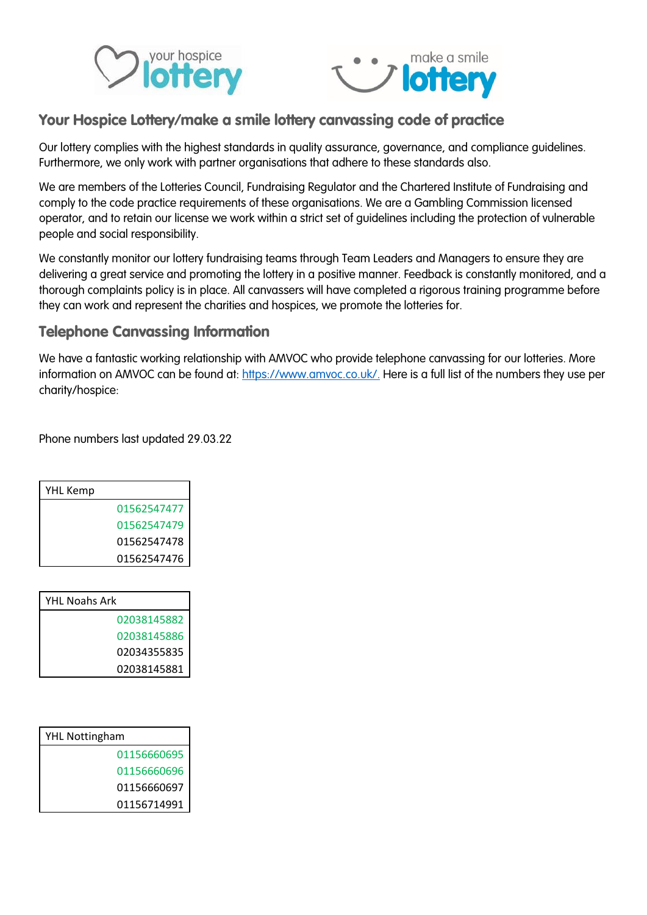# Your Hospice Lottery/make a smile lottery canvassing code of practice

Our lottery complies with the highest standards in quality assurance, governance, and compliance guidelines. Furthermore, we only work with partner organisations that adhere to these standards also.

We are members of the Lotteries Council, Fundraising Regulator and the Chartered Institute of Fundraising and comply to the code practice requirements of these organisations. We are a Gambling Commission licensed operator, and to retain our license we work within a strict set of guidelines including the protection of vulnerable people and social responsibility.

We constantly monitor our lottery fundraising teams through Team Leaders and Managers to ensure they are delivering a great service and promoting the lottery in a positive manner. Feedback is constantly monitored, and a thorough complaints policy is in place. All canvassers will have completed a rigorous training programme before they can work and represent the charities and hospices, we promote the lotteries for.

## Telephone Canvassing Information

We have a fantastic working relationship with AMVOC who provide telephone canvassing for our lotteries. More information on AMVOC can be found at: https://www.amvoc.co.uk/. Here is a full list of the numbers they use per charity/hospice:

Phone numbers last updated 29.03.22

| YHL Kemp |
|---|
| 01562547477 |
| 01562547479 |
| 01562547478 |
| 01562547476 |

| YHL Noahs Ark |
|---|
| 02038145882 |
| 02038145886 |
| 02034355835 |
| 02038145881 |

| YHL Nottingham |
|---|
| 01156660695 |
| 01156660696 |
| 01156660697 |
| 01156714991 |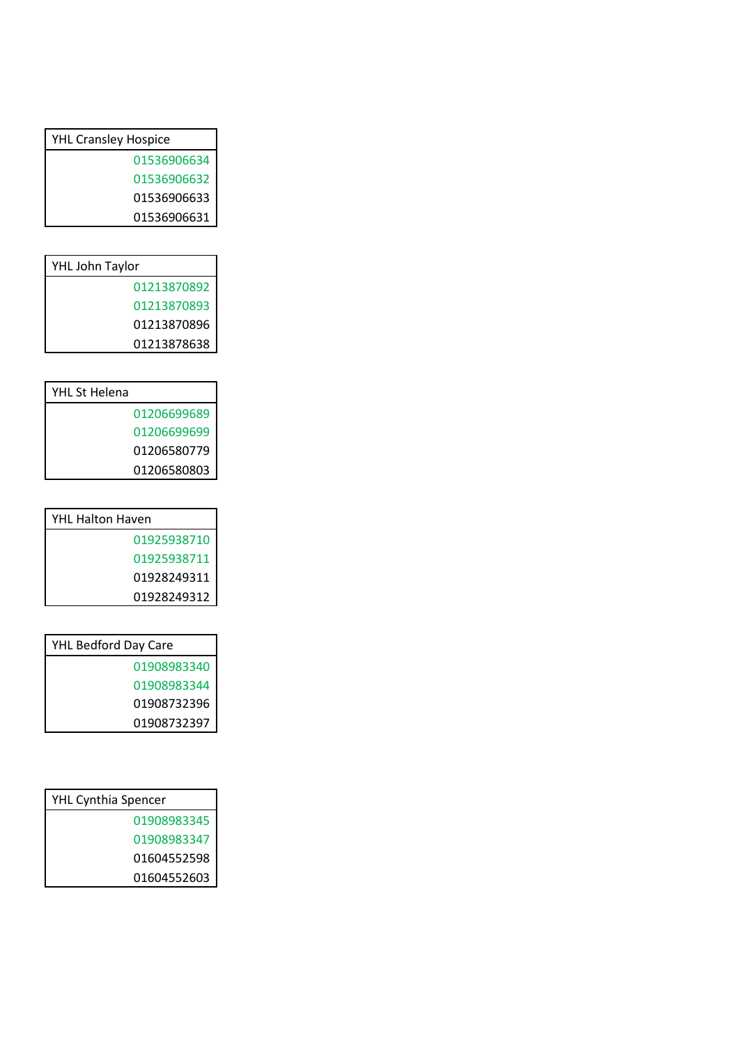| YHL Cransley Hospice |
| ---: |
| 01536906634 |
| 01536906632 |
| 01536906633 |
| 01536906631 |

| YHL John Taylor |
| ---: |
| 01213870892 |
| 01213870893 |
| 01213870896 |
| 01213878638 |

| YHL St Helena |
| ---: |
| 01206699689 |
| 01206699699 |
| 01206580779 |
| 01206580803 |

| YHL Halton Haven |
| ---: |
| 01925938710 |
| 01925938711 |
| 01928249311 |
| 01928249312 |

| YHL Bedford Day Care |
| ---: |
| 01908983340 |
| 01908983344 |
| 01908732396 |
| 01908732397 |

| YHL Cynthia Spencer |
| ---: |
| 01908983345 |
| 01908983347 |
| 01604552598 |
| 01604552603 |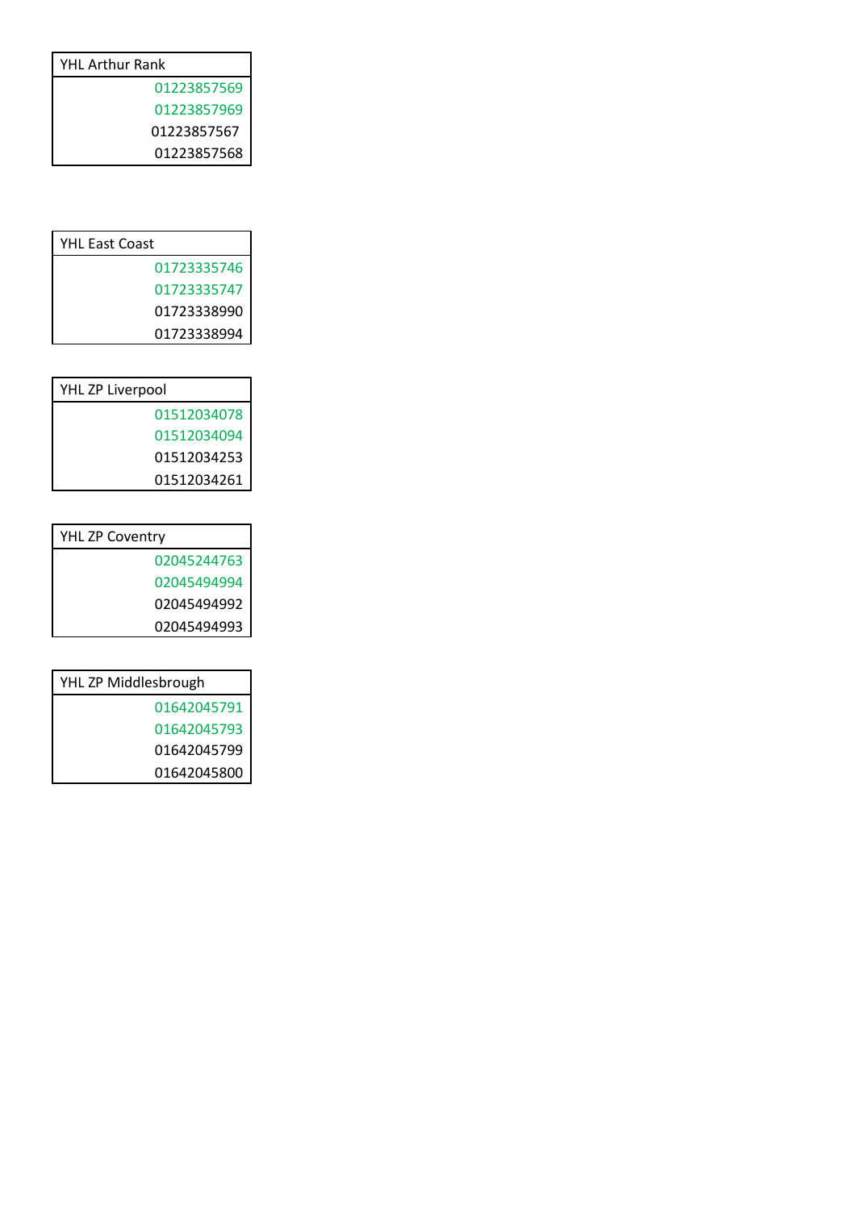| YHL Arthur Rank |
| ---: |
| 01223857569 |
| 01223857969 |
| 01223857567 |
| 01223857568 |

| YHL East Coast |
| ---: |
| 01723335746 |
| 01723335747 |
| 01723338990 |
| 01723338994 |

| YHL ZP Liverpool |
| ---: |
| 01512034078 |
| 01512034094 |
| 01512034253 |
| 01512034261 |

| YHL ZP Coventry |
| ---: |
| 02045244763 |
| 02045494994 |
| 02045494992 |
| 02045494993 |

| YHL ZP Middlesbrough |
| ---: |
| 01642045791 |
| 01642045793 |
| 01642045799 |
| 01642045800 |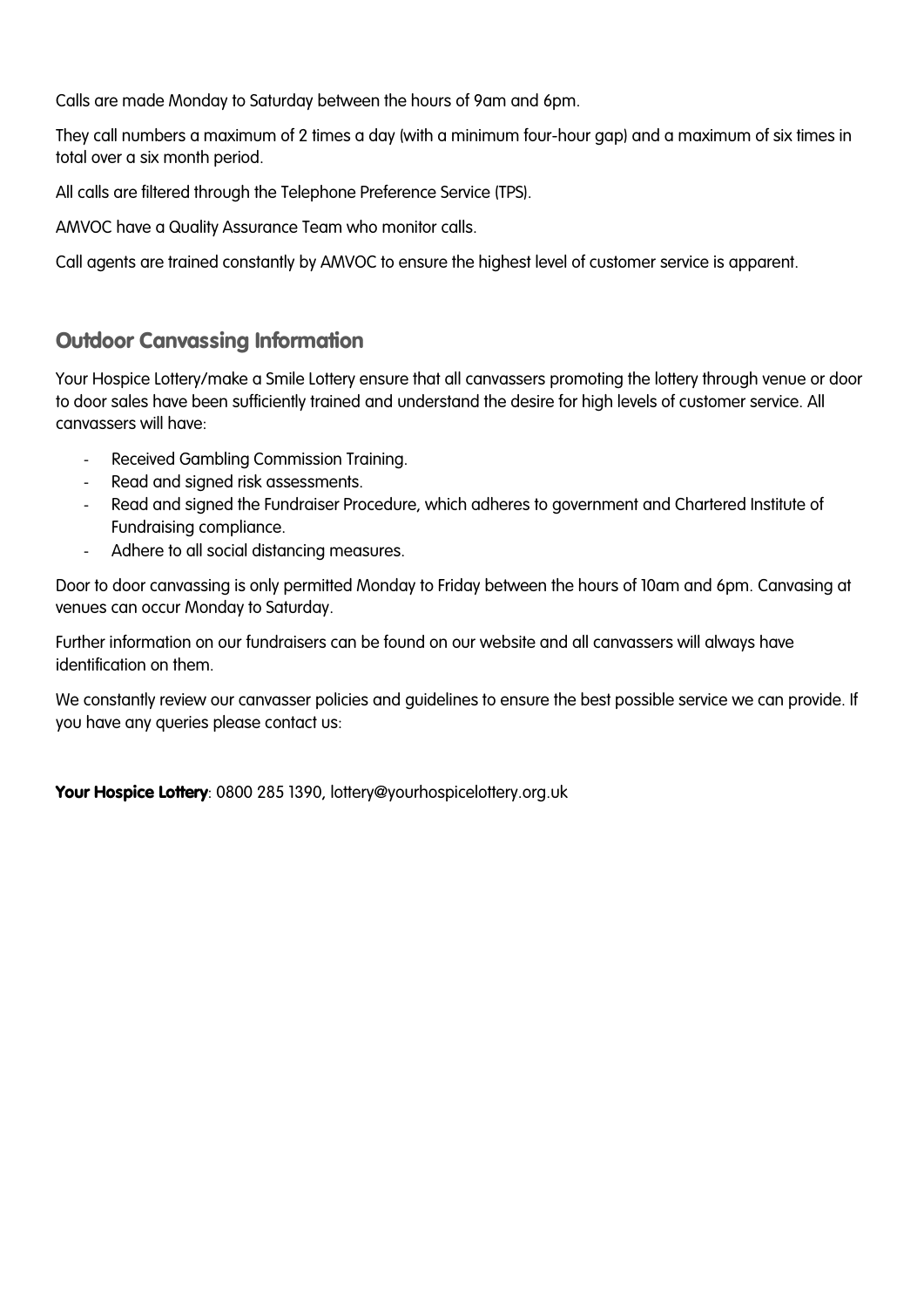Calls are made Monday to Saturday between the hours of 9am and 6pm.

They call numbers a maximum of 2 times a day (with a minimum four-hour gap) and a maximum of six times in total over a six month period.

All calls are filtered through the Telephone Preference Service (TPS).

AMVOC have a Quality Assurance Team who monitor calls.

Call agents are trained constantly by AMVOC to ensure the highest level of customer service is apparent.

## Outdoor Canvassing Information

Your Hospice Lottery/make a Smile Lottery ensure that all canvassers promoting the lottery through venue or door to door sales have been sufficiently trained and understand the desire for high levels of customer service. All canvassers will have:

- Received Gambling Commission Training.
- Read and signed risk assessments.
- Read and signed the Fundraiser Procedure, which adheres to government and Chartered Institute of Fundraising compliance.
- Adhere to all social distancing measures.

Door to door canvassing is only permitted Monday to Friday between the hours of 10am and 6pm. Canvasing at venues can occur Monday to Saturday.

Further information on our fundraisers can be found on our website and all canvassers will always have identification on them.

We constantly review our canvasser policies and guidelines to ensure the best possible service we can provide. If you have any queries please contact us:

**Your Hospice Lottery**: 0800 285 1390, lottery@yourhospicelottery.org.uk